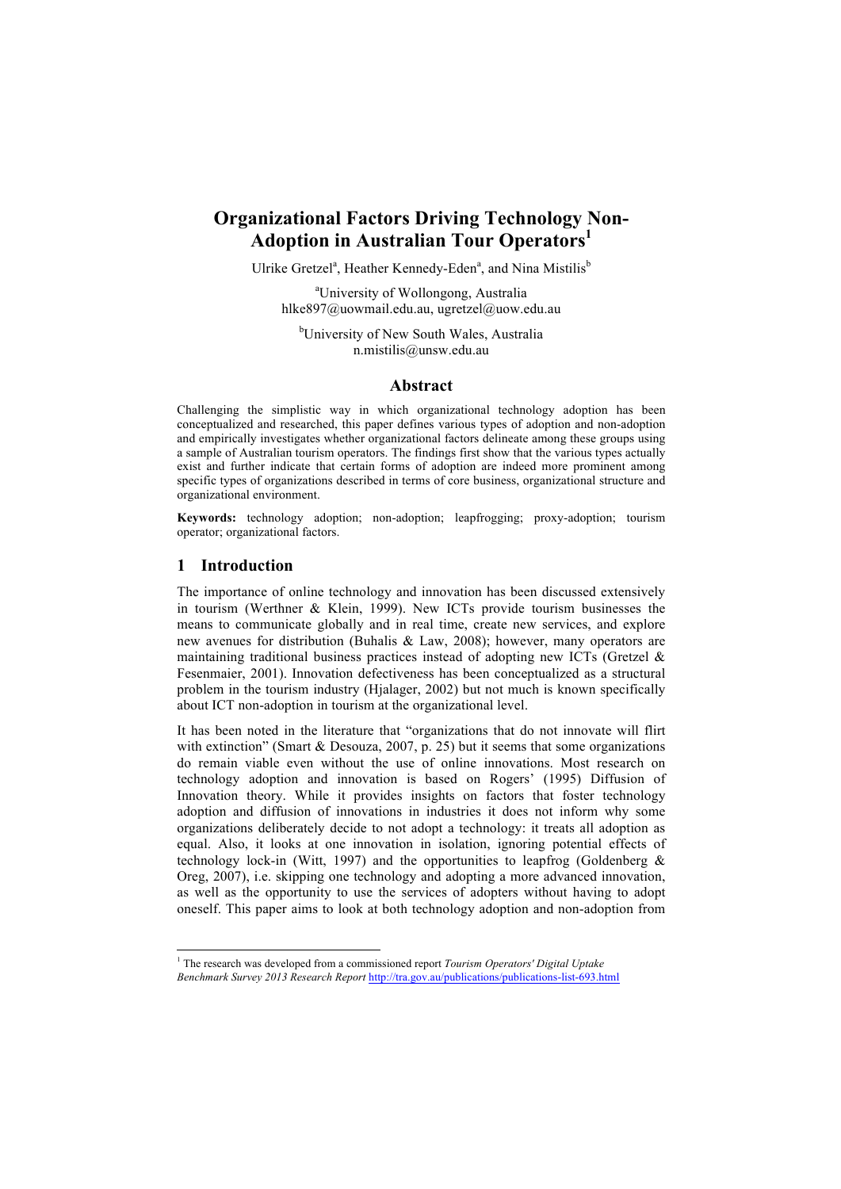# Organizational Factors Driving Technology Non-Adoption in Australian Tour Operators[1]

Ulrike Gretzel[a], Heather Kennedy-Eden[a], and Nina Mistilis[b]

[a]University of Wollongong, Australia
hlke897@uowmail.edu.au, ugretzel@uow.edu.au

[b]University of New South Wales, Australia
n.mistilis@unsw.edu.au

## Abstract

Challenging the simplistic way in which organizational technology adoption has been conceptualized and researched, this paper defines various types of adoption and non-adoption and empirically investigates whether organizational factors delineate among these groups using a sample of Australian tourism operators. The findings first show that the various types actually exist and further indicate that certain forms of adoption are indeed more prominent among specific types of organizations described in terms of core business, organizational structure and organizational environment.

**Keywords:** technology adoption; non-adoption; leapfrogging; proxy-adoption; tourism operator; organizational factors.

## 1 Introduction

The importance of online technology and innovation has been discussed extensively in tourism (Werthner & Klein, 1999). New ICTs provide tourism businesses the means to communicate globally and in real time, create new services, and explore new avenues for distribution (Buhalis & Law, 2008); however, many operators are maintaining traditional business practices instead of adopting new ICTs (Gretzel & Fesenmaier, 2001). Innovation defectiveness has been conceptualized as a structural problem in the tourism industry (Hjalager, 2002) but not much is known specifically about ICT non-adoption in tourism at the organizational level.

It has been noted in the literature that "organizations that do not innovate will flirt with extinction" (Smart & Desouza, 2007, p. 25) but it seems that some organizations do remain viable even without the use of online innovations. Most research on technology adoption and innovation is based on Rogers' (1995) Diffusion of Innovation theory. While it provides insights on factors that foster technology adoption and diffusion of innovations in industries it does not inform why some organizations deliberately decide to not adopt a technology: it treats all adoption as equal. Also, it looks at one innovation in isolation, ignoring potential effects of technology lock-in (Witt, 1997) and the opportunities to leapfrog (Goldenberg & Oreg, 2007), i.e. skipping one technology and adopting a more advanced innovation, as well as the opportunity to use the services of adopters without having to adopt oneself. This paper aims to look at both technology adoption and non-adoption from

[1] The research was developed from a commissioned report *Tourism Operators' Digital Uptake Benchmark Survey 2013 Research Report* http://tra.gov.au/publications/publications-list-693.html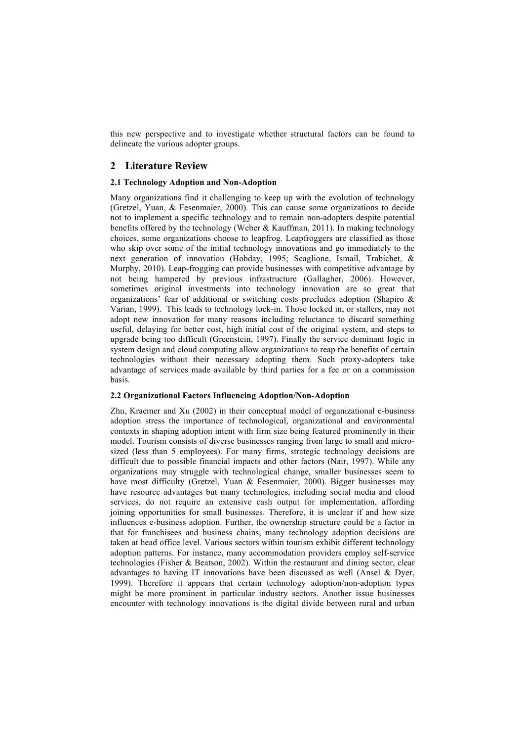this new perspective and to investigate whether structural factors can be found to delineate the various adopter groups.

## 2 Literature Review

### 2.1 Technology Adoption and Non-Adoption

Many organizations find it challenging to keep up with the evolution of technology (Gretzel, Yuan, & Fesenmaier, 2000). This can cause some organizations to decide not to implement a specific technology and to remain non-adopters despite potential benefits offered by the technology (Weber & Kauffman, 2011). In making technology choices, some organizations choose to leapfrog. Leapfroggers are classified as those who skip over some of the initial technology innovations and go immediately to the next generation of innovation (Hobday, 1995; Scaglione, Ismail, Trabichet, & Murphy, 2010). Leap-frogging can provide businesses with competitive advantage by not being hampered by previous infrastructure (Gallagher, 2006). However, sometimes original investments into technology innovation are so great that organizations' fear of additional or switching costs precludes adoption (Shapiro & Varian, 1999). This leads to technology lock-in. Those locked in, or stallers, may not adopt new innovation for many reasons including reluctance to discard something useful, delaying for better cost, high initial cost of the original system, and steps to upgrade being too difficult (Greenstein, 1997). Finally the service dominant logic in system design and cloud computing allow organizations to reap the benefits of certain technologies without their necessary adopting them. Such proxy-adopters take advantage of services made available by third parties for a fee or on a commission basis.

### 2.2 Organizational Factors Influencing Adoption/Non-Adoption

Zhu, Kraemer and Xu (2002) in their conceptual model of organizational e-business adoption stress the importance of technological, organizational and environmental contexts in shaping adoption intent with firm size being featured prominently in their model. Tourism consists of diverse businesses ranging from large to small and micro-sized (less than 5 employees). For many firms, strategic technology decisions are difficult due to possible financial impacts and other factors (Nair, 1997). While any organizations may struggle with technological change, smaller businesses seem to have most difficulty (Gretzel, Yuan & Fesenmaier, 2000). Bigger businesses may have resource advantages but many technologies, including social media and cloud services, do not require an extensive cash output for implementation, affording joining opportunities for small businesses. Therefore, it is unclear if and how size influences e-business adoption. Further, the ownership structure could be a factor in that for franchisees and business chains, many technology adoption decisions are taken at head office level. Various sectors within tourism exhibit different technology adoption patterns. For instance, many accommodation providers employ self-service technologies (Fisher & Beatson, 2002). Within the restaurant and dining sector, clear advantages to having IT innovations have been discussed as well (Ansel & Dyer, 1999). Therefore it appears that certain technology adoption/non-adoption types might be more prominent in particular industry sectors. Another issue businesses encounter with technology innovations is the digital divide between rural and urban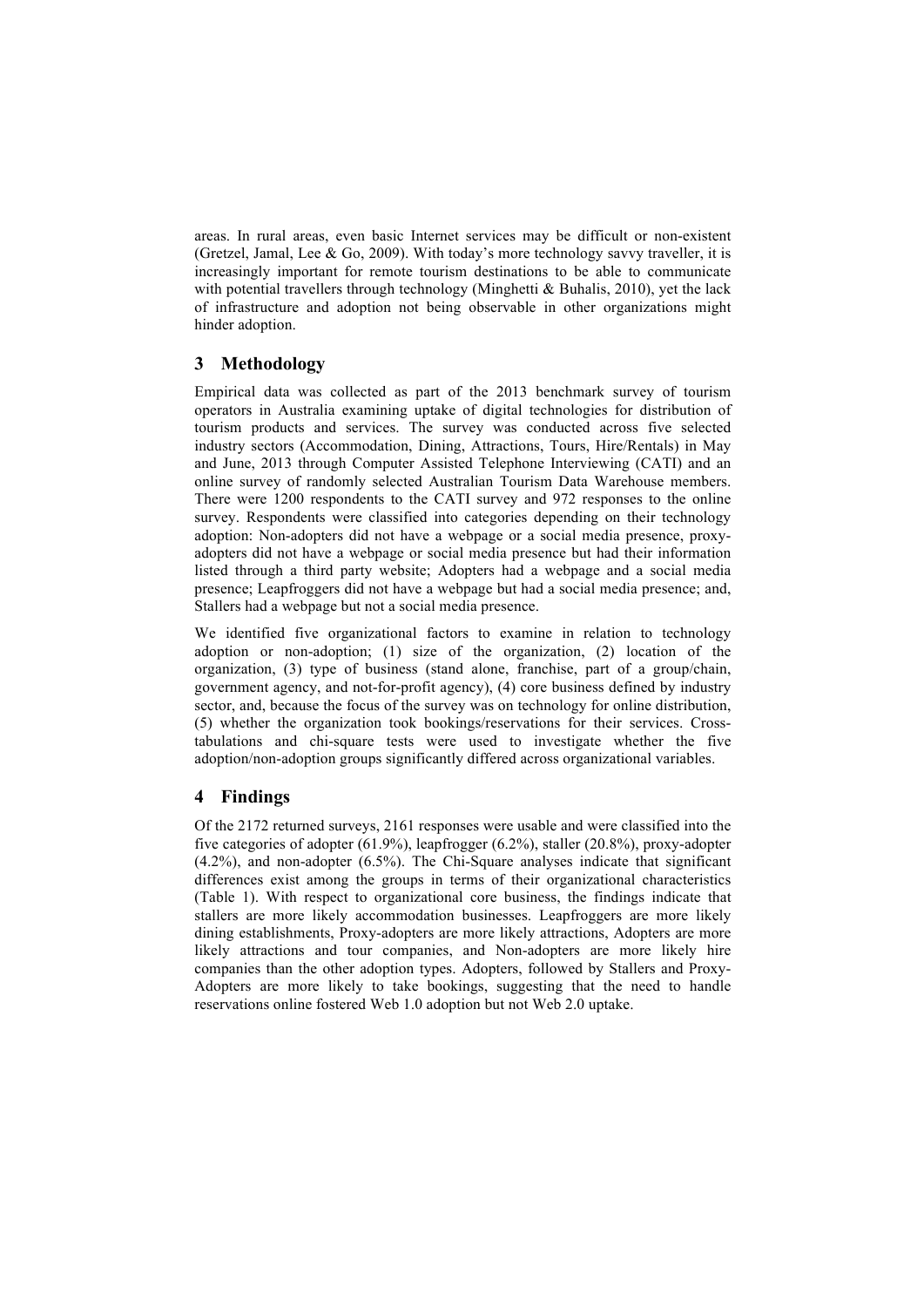areas. In rural areas, even basic Internet services may be difficult or non-existent (Gretzel, Jamal, Lee & Go, 2009). With today's more technology savvy traveller, it is increasingly important for remote tourism destinations to be able to communicate with potential travellers through technology (Minghetti & Buhalis, 2010), yet the lack of infrastructure and adoption not being observable in other organizations might hinder adoption.

## 3 Methodology

Empirical data was collected as part of the 2013 benchmark survey of tourism operators in Australia examining uptake of digital technologies for distribution of tourism products and services. The survey was conducted across five selected industry sectors (Accommodation, Dining, Attractions, Tours, Hire/Rentals) in May and June, 2013 through Computer Assisted Telephone Interviewing (CATI) and an online survey of randomly selected Australian Tourism Data Warehouse members. There were 1200 respondents to the CATI survey and 972 responses to the online survey. Respondents were classified into categories depending on their technology adoption: Non-adopters did not have a webpage or a social media presence, proxy-adopters did not have a webpage or social media presence but had their information listed through a third party website; Adopters had a webpage and a social media presence; Leapfroggers did not have a webpage but had a social media presence; and, Stallers had a webpage but not a social media presence.

We identified five organizational factors to examine in relation to technology adoption or non-adoption; (1) size of the organization, (2) location of the organization, (3) type of business (stand alone, franchise, part of a group/chain, government agency, and not-for-profit agency), (4) core business defined by industry sector, and, because the focus of the survey was on technology for online distribution, (5) whether the organization took bookings/reservations for their services. Cross-tabulations and chi-square tests were used to investigate whether the five adoption/non-adoption groups significantly differed across organizational variables.

## 4 Findings

Of the 2172 returned surveys, 2161 responses were usable and were classified into the five categories of adopter (61.9%), leapfrogger (6.2%), staller (20.8%), proxy-adopter (4.2%), and non-adopter (6.5%). The Chi-Square analyses indicate that significant differences exist among the groups in terms of their organizational characteristics (Table 1). With respect to organizational core business, the findings indicate that stallers are more likely accommodation businesses. Leapfroggers are more likely dining establishments, Proxy-adopters are more likely attractions, Adopters are more likely attractions and tour companies, and Non-adopters are more likely hire companies than the other adoption types. Adopters, followed by Stallers and Proxy-Adopters are more likely to take bookings, suggesting that the need to handle reservations online fostered Web 1.0 adoption but not Web 2.0 uptake.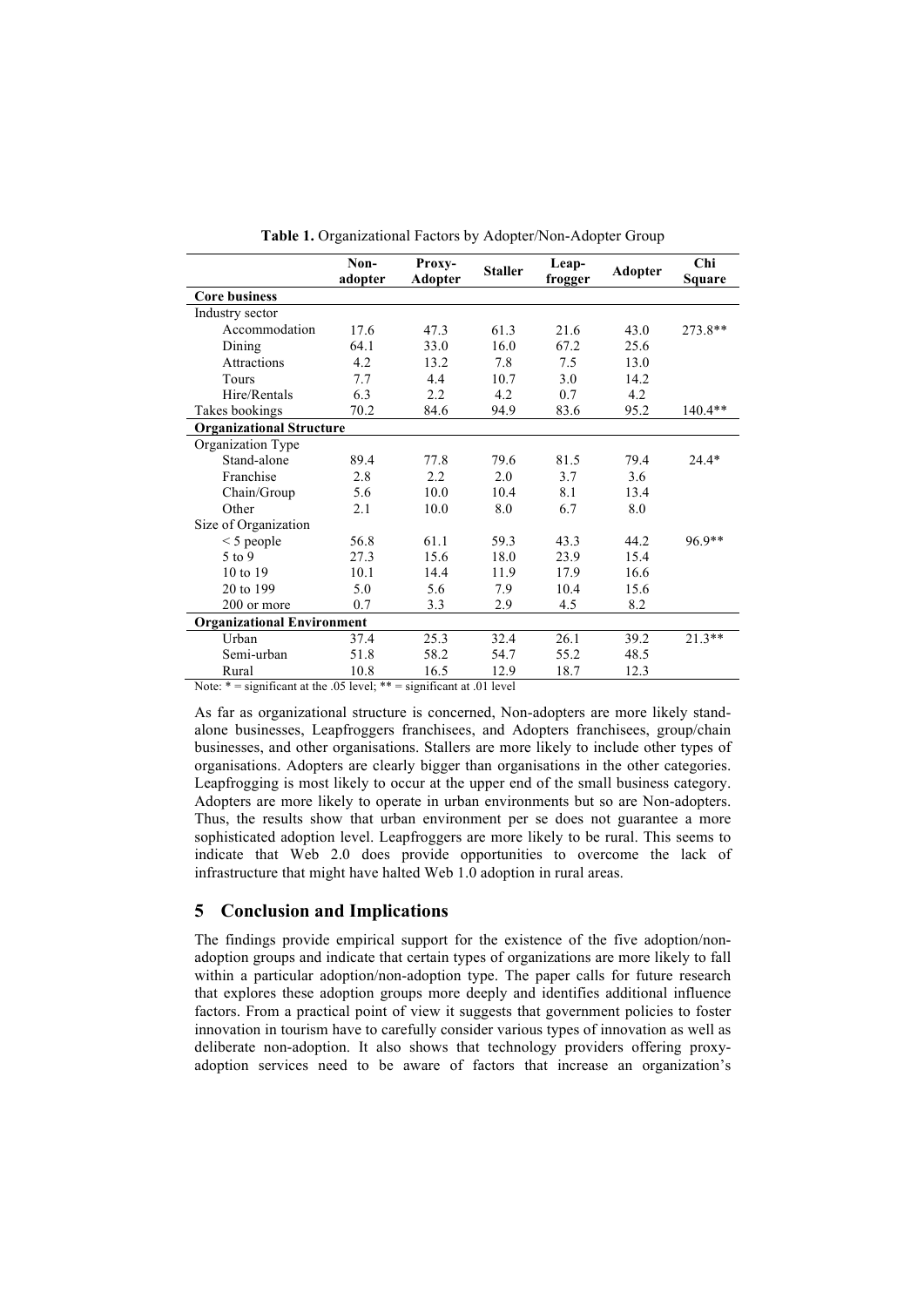**Table 1.** Organizational Factors by Adopter/Non-Adopter Group

| | Non-adopter | Proxy-Adopter | Staller | Leap-frogger | Adopter | Chi Square |
|---|---|---|---|---|---|---|
| **Core business** | | | | | | |
| Industry sector | | | | | | |
| Accommodation | 17.6 | 47.3 | 61.3 | 21.6 | 43.0 | 273.8** |
| Dining | 64.1 | 33.0 | 16.0 | 67.2 | 25.6 | |
| Attractions | 4.2 | 13.2 | 7.8 | 7.5 | 13.0 | |
| Tours | 7.7 | 4.4 | 10.7 | 3.0 | 14.2 | |
| Hire/Rentals | 6.3 | 2.2 | 4.2 | 0.7 | 4.2 | |
| Takes bookings | 70.2 | 84.6 | 94.9 | 83.6 | 95.2 | 140.4** |
| **Organizational Structure** | | | | | | |
| Organization Type | | | | | | |
| Stand-alone | 89.4 | 77.8 | 79.6 | 81.5 | 79.4 | 24.4* |
| Franchise | 2.8 | 2.2 | 2.0 | 3.7 | 3.6 | |
| Chain/Group | 5.6 | 10.0 | 10.4 | 8.1 | 13.4 | |
| Other | 2.1 | 10.0 | 8.0 | 6.7 | 8.0 | |
| Size of Organization | | | | | | |
| < 5 people | 56.8 | 61.1 | 59.3 | 43.3 | 44.2 | 96.9** |
| 5 to 9 | 27.3 | 15.6 | 18.0 | 23.9 | 15.4 | |
| 10 to 19 | 10.1 | 14.4 | 11.9 | 17.9 | 16.6 | |
| 20 to 199 | 5.0 | 5.6 | 7.9 | 10.4 | 15.6 | |
| 200 or more | 0.7 | 3.3 | 2.9 | 4.5 | 8.2 | |
| **Organizational Environment** | | | | | | |
| Urban | 37.4 | 25.3 | 32.4 | 26.1 | 39.2 | 21.3** |
| Semi-urban | 51.8 | 58.2 | 54.7 | 55.2 | 48.5 | |
| Rural | 10.8 | 16.5 | 12.9 | 18.7 | 12.3 | |

Note: * = significant at the .05 level; ** = significant at .01 level

As far as organizational structure is concerned, Non-adopters are more likely stand-alone businesses, Leapfroggers franchisees, and Adopters franchisees, group/chain businesses, and other organisations. Stallers are more likely to include other types of organisations. Adopters are clearly bigger than organisations in the other categories. Leapfrogging is most likely to occur at the upper end of the small business category. Adopters are more likely to operate in urban environments but so are Non-adopters. Thus, the results show that urban environment per se does not guarantee a more sophisticated adoption level. Leapfroggers are more likely to be rural. This seems to indicate that Web 2.0 does provide opportunities to overcome the lack of infrastructure that might have halted Web 1.0 adoption in rural areas.

## 5 Conclusion and Implications

The findings provide empirical support for the existence of the five adoption/non-adoption groups and indicate that certain types of organizations are more likely to fall within a particular adoption/non-adoption type. The paper calls for future research that explores these adoption groups more deeply and identifies additional influence factors. From a practical point of view it suggests that government policies to foster innovation in tourism have to carefully consider various types of innovation as well as deliberate non-adoption. It also shows that technology providers offering proxy-adoption services need to be aware of factors that increase an organization's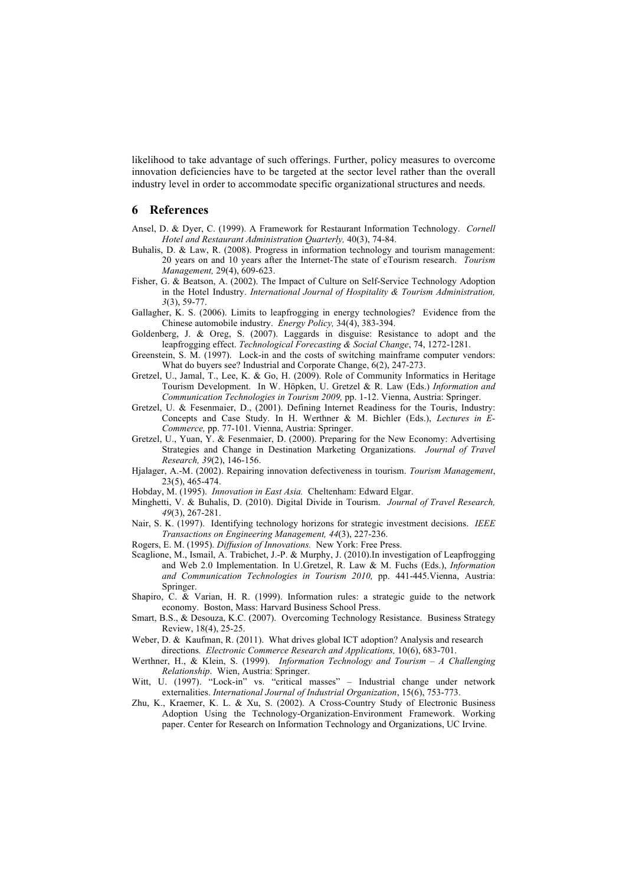likelihood to take advantage of such offerings. Further, policy measures to overcome innovation deficiencies have to be targeted at the sector level rather than the overall industry level in order to accommodate specific organizational structures and needs.

## 6 References

Ansel, D. & Dyer, C. (1999). A Framework for Restaurant Information Technology. *Cornell Hotel and Restaurant Administration Quarterly,* 40(3), 74-84.

Buhalis, D. & Law, R. (2008). Progress in information technology and tourism management: 20 years on and 10 years after the Internet-The state of eTourism research. *Tourism Management,* 29(4), 609-623.

Fisher, G. & Beatson, A. (2002). The Impact of Culture on Self-Service Technology Adoption in the Hotel Industry. *International Journal of Hospitality & Tourism Administration, 3*(3), 59-77.

Gallagher, K. S. (2006). Limits to leapfrogging in energy technologies? Evidence from the Chinese automobile industry. *Energy Policy,* 34(4), 383-394.

Goldenberg, J. & Oreg, S. (2007). Laggards in disguise: Resistance to adopt and the leapfrogging effect. *Technological Forecasting & Social Change*, 74, 1272-1281.

Greenstein, S. M. (1997). Lock-in and the costs of switching mainframe computer vendors: What do buyers see? Industrial and Corporate Change, 6(2), 247-273.

Gretzel, U., Jamal, T., Lee, K. & Go, H. (2009). Role of Community Informatics in Heritage Tourism Development. In W. Höpken, U. Gretzel & R. Law (Eds.) *Information and Communication Technologies in Tourism 2009,* pp. 1-12. Vienna, Austria: Springer.

Gretzel, U. & Fesenmaier, D., (2001). Defining Internet Readiness for the Touris, Industry: Concepts and Case Study. In H. Werthner & M. Bichler (Eds.), *Lectures in E-Commerce,* pp. 77-101. Vienna, Austria: Springer.

Gretzel, U., Yuan, Y. & Fesenmaier, D. (2000). Preparing for the New Economy: Advertising Strategies and Change in Destination Marketing Organizations. *Journal of Travel Research, 39*(2), 146-156.

Hjalager, A.-M. (2002). Repairing innovation defectiveness in tourism. *Tourism Management*, 23(5), 465-474.

Hobday, M. (1995). *Innovation in East Asia.* Cheltenham: Edward Elgar.

Minghetti, V. & Buhalis, D. (2010). Digital Divide in Tourism. *Journal of Travel Research, 49*(3), 267-281.

Nair, S. K. (1997). Identifying technology horizons for strategic investment decisions. *IEEE Transactions on Engineering Management, 44*(3), 227-236.

Rogers, E. M. (1995). *Diffusion of Innovations.* New York: Free Press.

Scaglione, M., Ismail, A. Trabichet, J.-P. & Murphy, J. (2010).In investigation of Leapfrogging and Web 2.0 Implementation. In U.Gretzel, R. Law & M. Fuchs (Eds.), *Information and Communication Technologies in Tourism 2010,* pp. 441-445.Vienna, Austria: Springer.

Shapiro, C. & Varian, H. R. (1999). Information rules: a strategic guide to the network economy. Boston, Mass: Harvard Business School Press.

Smart, B.S., & Desouza, K.C. (2007). Overcoming Technology Resistance. Business Strategy Review, 18(4), 25-25.

Weber, D. & Kaufman, R. (2011). What drives global ICT adoption? Analysis and research directions*. Electronic Commerce Research and Applications,* 10(6), 683-701.

Werthner, H., & Klein, S. (1999). *Information Technology and Tourism – A Challenging Relationship*. Wien, Austria: Springer.

Witt, U. (1997). "Lock-in" vs. "critical masses" – Industrial change under network externalities. *International Journal of Industrial Organization*, 15(6), 753-773.

Zhu, K., Kraemer, K. L. & Xu, S. (2002). A Cross-Country Study of Electronic Business Adoption Using the Technology-Organization-Environment Framework. Working paper. Center for Research on Information Technology and Organizations, UC Irvine.